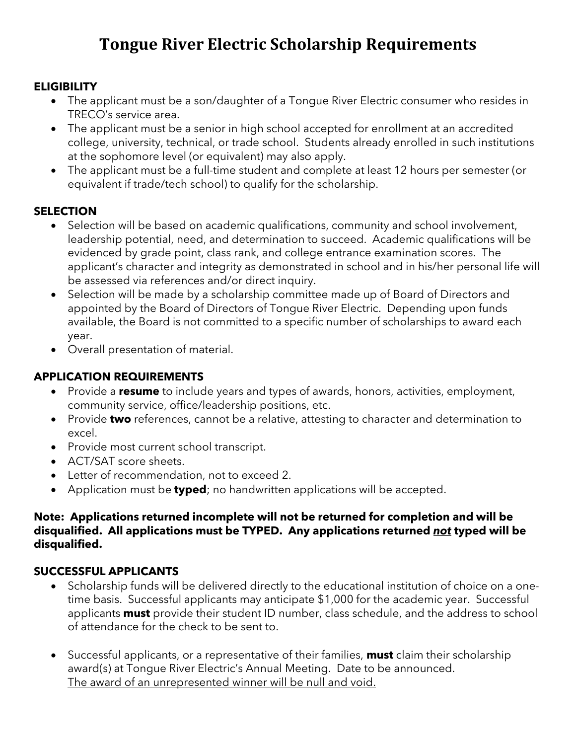# Tongue River Electric Scholarship Requirements

## ELIGIBILITY

- The applicant must be a son/daughter of a Tongue River Electric consumer who resides in TRECO's service area.
- The applicant must be a senior in high school accepted for enrollment at an accredited college, university, technical, or trade school. Students already enrolled in such institutions at the sophomore level (or equivalent) may also apply.
- The applicant must be a full-time student and complete at least 12 hours per semester (or equivalent if trade/tech school) to qualify for the scholarship.

## SELECTION

- Selection will be based on academic qualifications, community and school involvement, leadership potential, need, and determination to succeed. Academic qualifications will be evidenced by grade point, class rank, and college entrance examination scores. The applicant's character and integrity as demonstrated in school and in his/her personal life will be assessed via references and/or direct inquiry.
- Selection will be made by a scholarship committee made up of Board of Directors and appointed by the Board of Directors of Tongue River Electric. Depending upon funds available, the Board is not committed to a specific number of scholarships to award each year.
- Overall presentation of material.

## APPLICATION REQUIREMENTS

- Provide a **resume** to include years and types of awards, honors, activities, employment, community service, office/leadership positions, etc.
- Provide **two** references, cannot be a relative, attesting to character and determination to excel.
- Provide most current school transcript.
- ACT/SAT score sheets.
- Letter of recommendation, not to exceed 2.
- Application must be **typed**; no handwritten applications will be accepted.

**Note: Applications returned incomplete will not be returned for completion and will be disqualified. All applications must be TYPED. Any applications returned <u>*not*</u> typed will be disqualified.**

## SUCCESSFUL APPLICANTS

- Scholarship funds will be delivered directly to the educational institution of choice on a one-time basis. Successful applicants may anticipate $1,000 for the academic year. Successful applicants **must** provide their student ID number, class schedule, and the address to school of attendance for the check to be sent to.

- Successful applicants, or a representative of their families, **must** claim their scholarship award(s) at Tongue River Electric's Annual Meeting. Date to be announced.
  <u>The award of an unrepresented winner will be null and void.</u>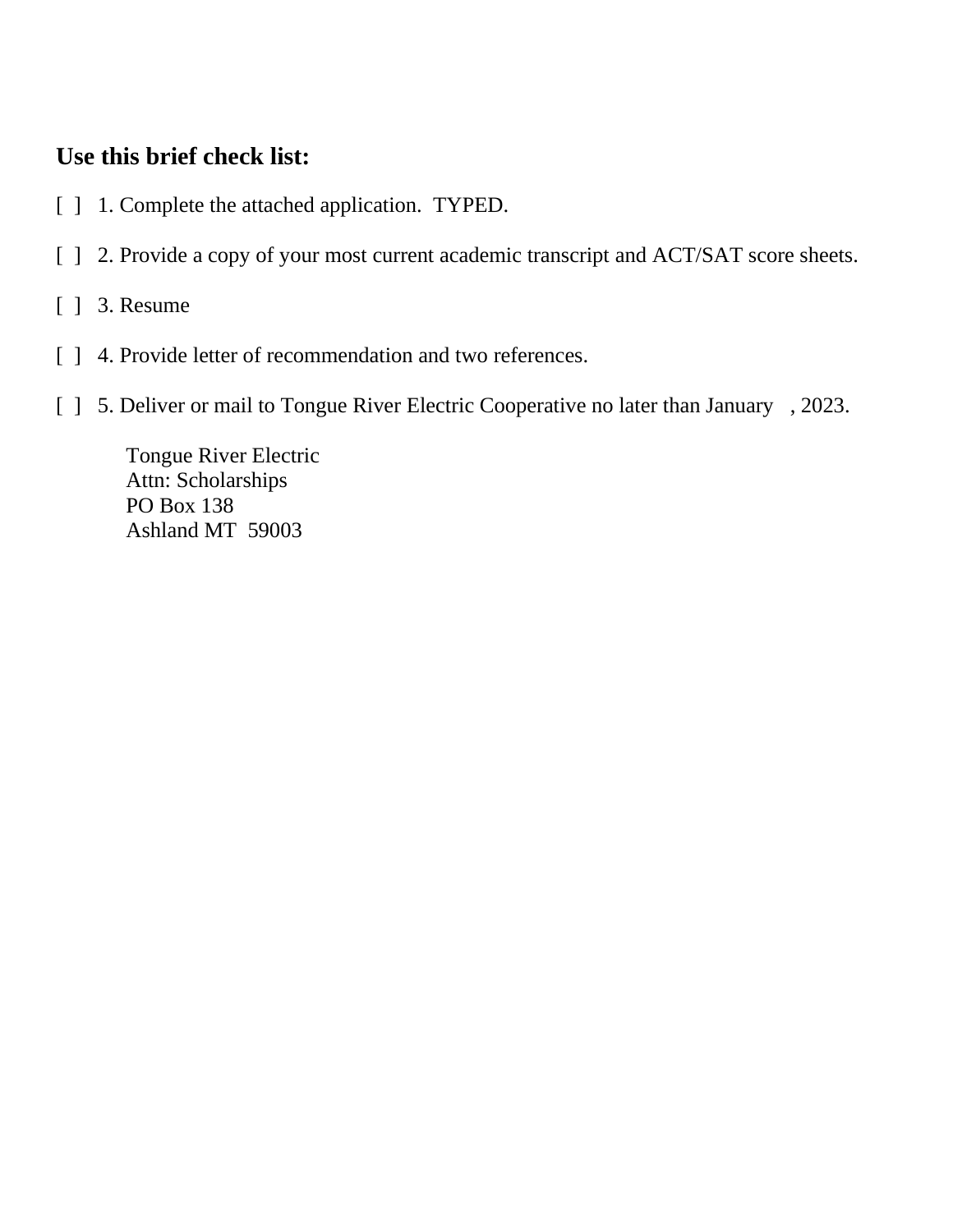**Use this brief check list:**

[ ] 1. Complete the attached application. TYPED.

[ ] 2. Provide a copy of your most current academic transcript and ACT/SAT score sheets.

[ ] 3. Resume

[ ] 4. Provide letter of recommendation and two references.

[ ] 5. Deliver or mail to Tongue River Electric Cooperative no later than January , 2023.

Tongue River Electric
Attn: Scholarships
PO Box 138
Ashland MT 59003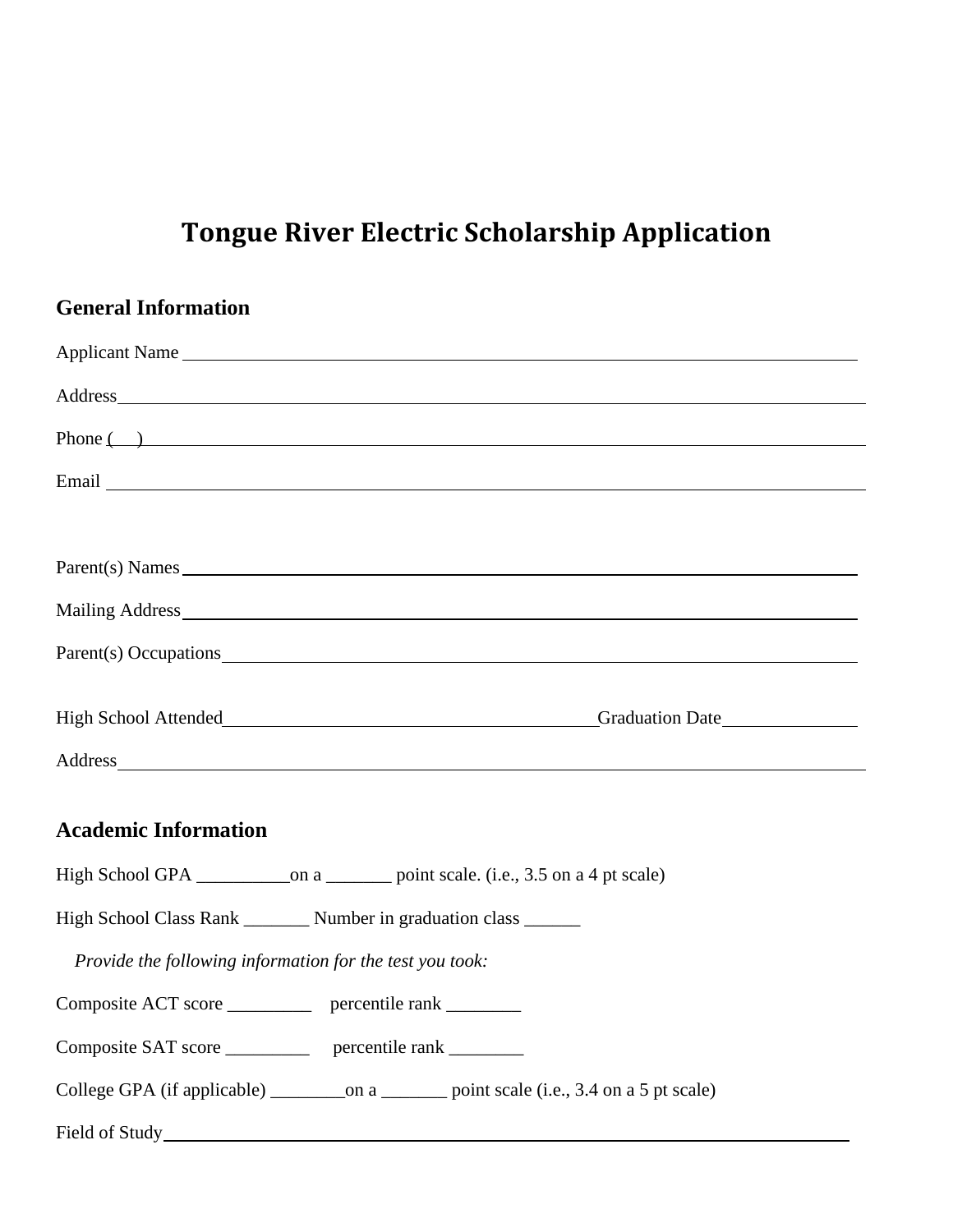# Tongue River Electric Scholarship Application

## General Information

Applicant Name ______________________________________________________________

Address ____________________________________________________________________

Phone (   ) _________________________________________________________________

Email ______________________________________________________________________

Parent(s) Names ______________________________________________________________

Mailing Address ______________________________________________________________

Parent(s) Occupations __________________________________________________________

High School Attended ________________________________ Graduation Date ____________

Address ____________________________________________________________________

## Academic Information

High School GPA __________on a _______ point scale. (i.e., 3.5 on a 4 pt scale)

High School Class Rank _______ Number in graduation class ______

*Provide the following information for the test you took:*

Composite ACT score _________ percentile rank ________

Composite SAT score _________ percentile rank ________

College GPA (if applicable) ________on a _______ point scale (i.e., 3.4 on a 5 pt scale)

Field of Study ________________________________________________________________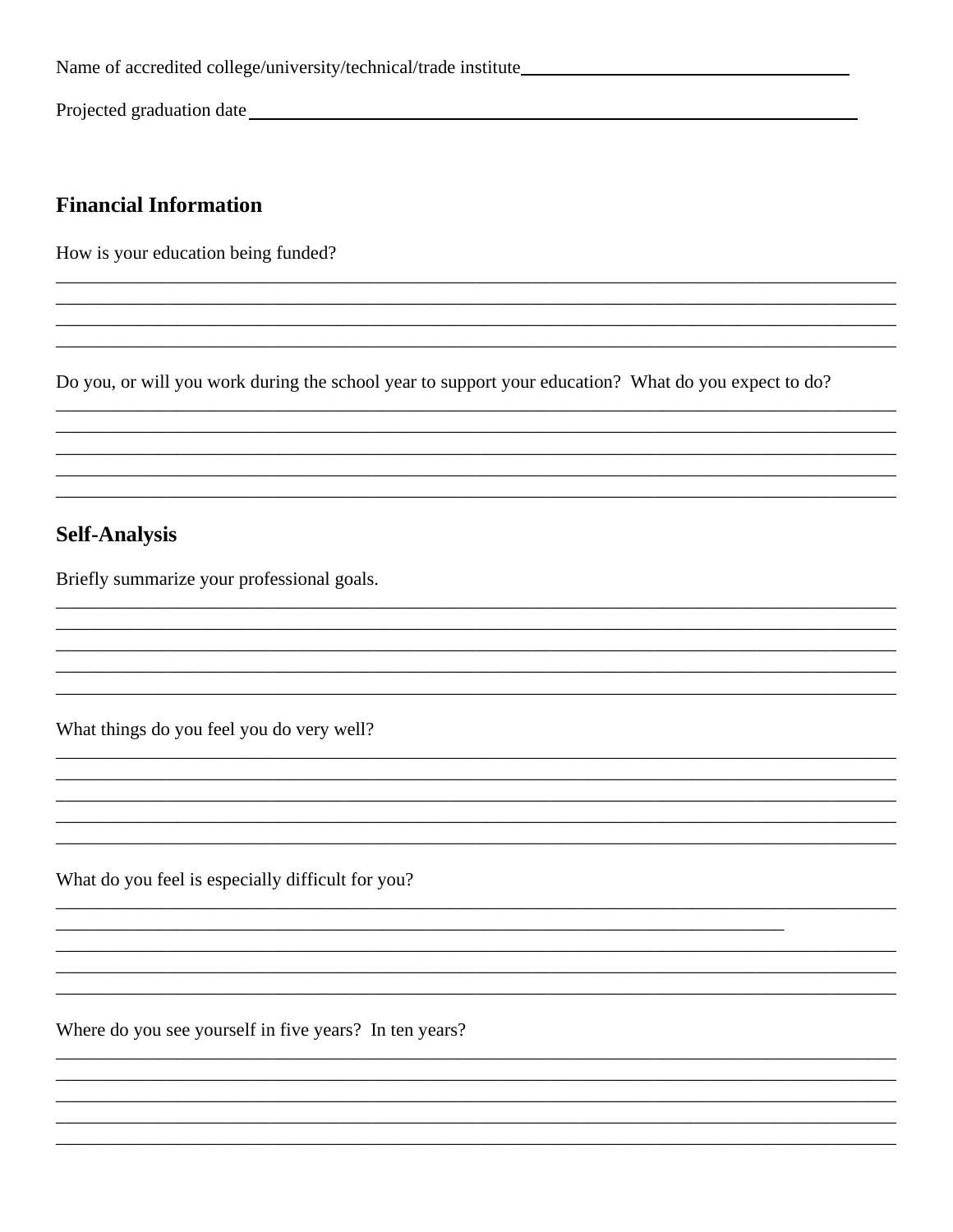Name of accredited college/university/technical/trade institute____________________________________

Projected graduation date____________________________________________________________

## Financial Information

How is your education being funded?

_______________________________________________________________________________________
_______________________________________________________________________________________
_______________________________________________________________________________________
_______________________________________________________________________________________

Do you, or will you work during the school year to support your education? What do you expect to do?

_______________________________________________________________________________________
_______________________________________________________________________________________
_______________________________________________________________________________________
_______________________________________________________________________________________
_______________________________________________________________________________________

## Self-Analysis

Briefly summarize your professional goals.

_______________________________________________________________________________________
_______________________________________________________________________________________
_______________________________________________________________________________________
_______________________________________________________________________________________
_______________________________________________________________________________________

What things do you feel you do very well?

_______________________________________________________________________________________
_______________________________________________________________________________________
_______________________________________________________________________________________
_______________________________________________________________________________________
_______________________________________________________________________________________

What do you feel is especially difficult for you?

_______________________________________________________________________________________
__________________________________________________________________________
_______________________________________________________________________________________
_______________________________________________________________________________________
_______________________________________________________________________________________

Where do you see yourself in five years? In ten years?

_______________________________________________________________________________________
_______________________________________________________________________________________
_______________________________________________________________________________________
_______________________________________________________________________________________
_______________________________________________________________________________________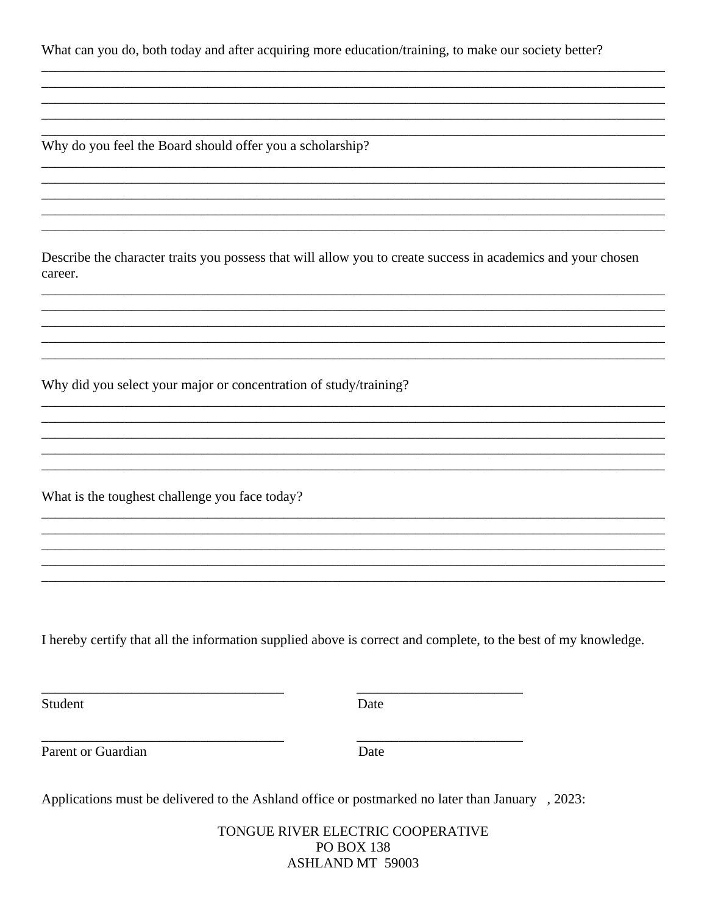What can you do, both today and after acquiring more education/training, to make our society better?

_______________________________________________________________________________________________
_______________________________________________________________________________________________
_______________________________________________________________________________________________
_______________________________________________________________________________________________
_______________________________________________________________________________________________

Why do you feel the Board should offer you a scholarship?

_______________________________________________________________________________________________
_______________________________________________________________________________________________
_______________________________________________________________________________________________
_______________________________________________________________________________________________
_______________________________________________________________________________________________

Describe the character traits you possess that will allow you to create success in academics and your chosen career.

_______________________________________________________________________________________________
_______________________________________________________________________________________________
_______________________________________________________________________________________________
_______________________________________________________________________________________________
_______________________________________________________________________________________________

Why did you select your major or concentration of study/training?

_______________________________________________________________________________________________
_______________________________________________________________________________________________
_______________________________________________________________________________________________
_______________________________________________________________________________________________
_______________________________________________________________________________________________

What is the toughest challenge you face today?

_______________________________________________________________________________________________
_______________________________________________________________________________________________
_______________________________________________________________________________________________
_______________________________________________________________________________________________
_______________________________________________________________________________________________

I hereby certify that all the information supplied above is correct and complete, to the best of my knowledge.

___________________________________ ________________________

Student Date

___________________________________ ________________________

Parent or Guardian Date

Applications must be delivered to the Ashland office or postmarked no later than January , 2023:

TONGUE RIVER ELECTRIC COOPERATIVE
PO BOX 138
ASHLAND MT 59003